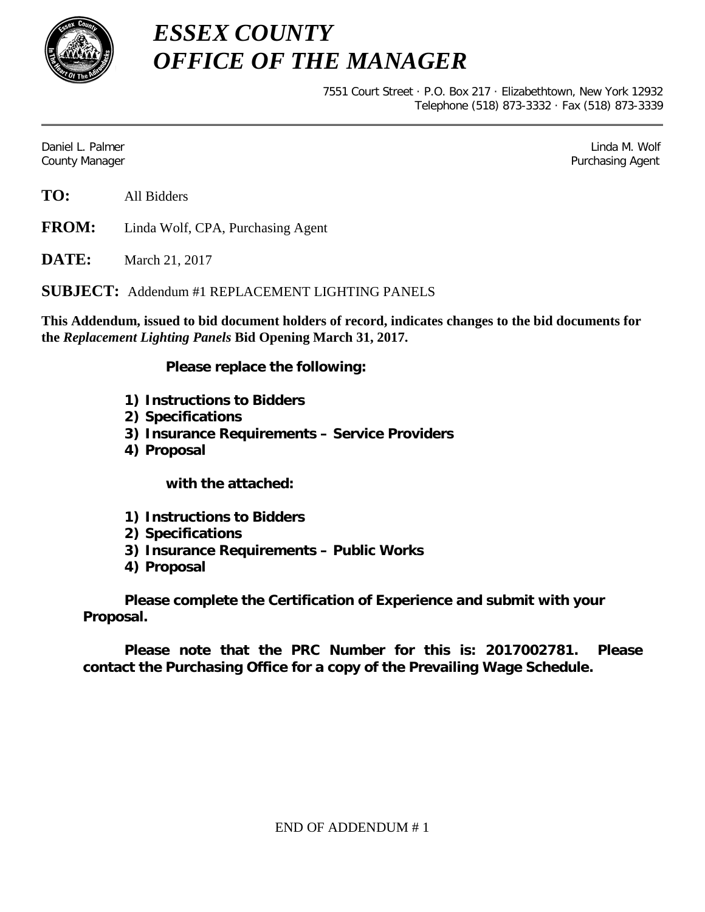# *ESSEX COUNTY*
# *OFFICE OF THE MANAGER*

7551 Court Street · P.O. Box 217 · Elizabethtown, New York 12932
Telephone (518) 873-3332 · Fax (518) 873-3339

---

Daniel L. Palmer
County Manager

Linda M. Wolf
Purchasing Agent

**TO:** All Bidders

**FROM:** Linda Wolf, CPA, Purchasing Agent

**DATE:** March 21, 2017

**SUBJECT:** Addendum #1 REPLACEMENT LIGHTING PANELS

**This Addendum, issued to bid document holders of record, indicates changes to the bid documents for the *Replacement Lighting Panels* Bid Opening March 31, 2017.**

**Please replace the following:**

1) **Instructions to Bidders**
2) **Specifications**
3) **Insurance Requirements – Service Providers**
4) **Proposal**

**with the attached:**

1) **Instructions to Bidders**
2) **Specifications**
3) **Insurance Requirements – Public Works**
4) **Proposal**

**Please complete the Certification of Experience and submit with your Proposal.**

**Please note that the PRC Number for this is: 2017002781. Please contact the Purchasing Office for a copy of the Prevailing Wage Schedule.**

END OF ADDENDUM # 1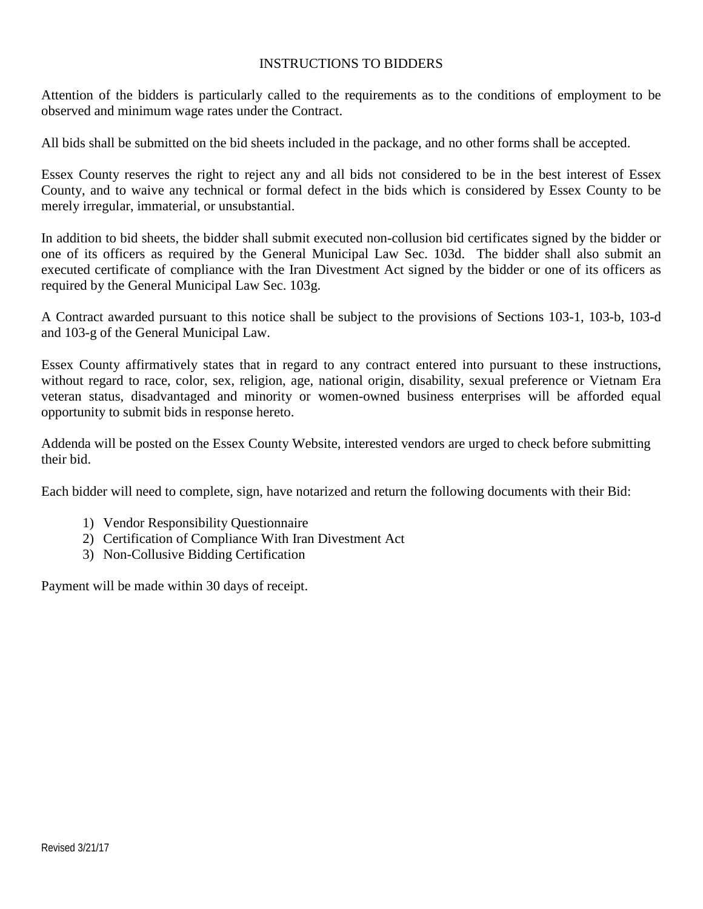# INSTRUCTIONS TO BIDDERS

Attention of the bidders is particularly called to the requirements as to the conditions of employment to be observed and minimum wage rates under the Contract.

All bids shall be submitted on the bid sheets included in the package, and no other forms shall be accepted.

Essex County reserves the right to reject any and all bids not considered to be in the best interest of Essex County, and to waive any technical or formal defect in the bids which is considered by Essex County to be merely irregular, immaterial, or unsubstantial.

In addition to bid sheets, the bidder shall submit executed non-collusion bid certificates signed by the bidder or one of its officers as required by the General Municipal Law Sec. 103d. The bidder shall also submit an executed certificate of compliance with the Iran Divestment Act signed by the bidder or one of its officers as required by the General Municipal Law Sec. 103g.

A Contract awarded pursuant to this notice shall be subject to the provisions of Sections 103-1, 103-b, 103-d and 103-g of the General Municipal Law.

Essex County affirmatively states that in regard to any contract entered into pursuant to these instructions, without regard to race, color, sex, religion, age, national origin, disability, sexual preference or Vietnam Era veteran status, disadvantaged and minority or women-owned business enterprises will be afforded equal opportunity to submit bids in response hereto.

Addenda will be posted on the Essex County Website, interested vendors are urged to check before submitting their bid.

Each bidder will need to complete, sign, have notarized and return the following documents with their Bid:

1) Vendor Responsibility Questionnaire
2) Certification of Compliance With Iran Divestment Act
3) Non-Collusive Bidding Certification

Payment will be made within 30 days of receipt.

Revised 3/21/17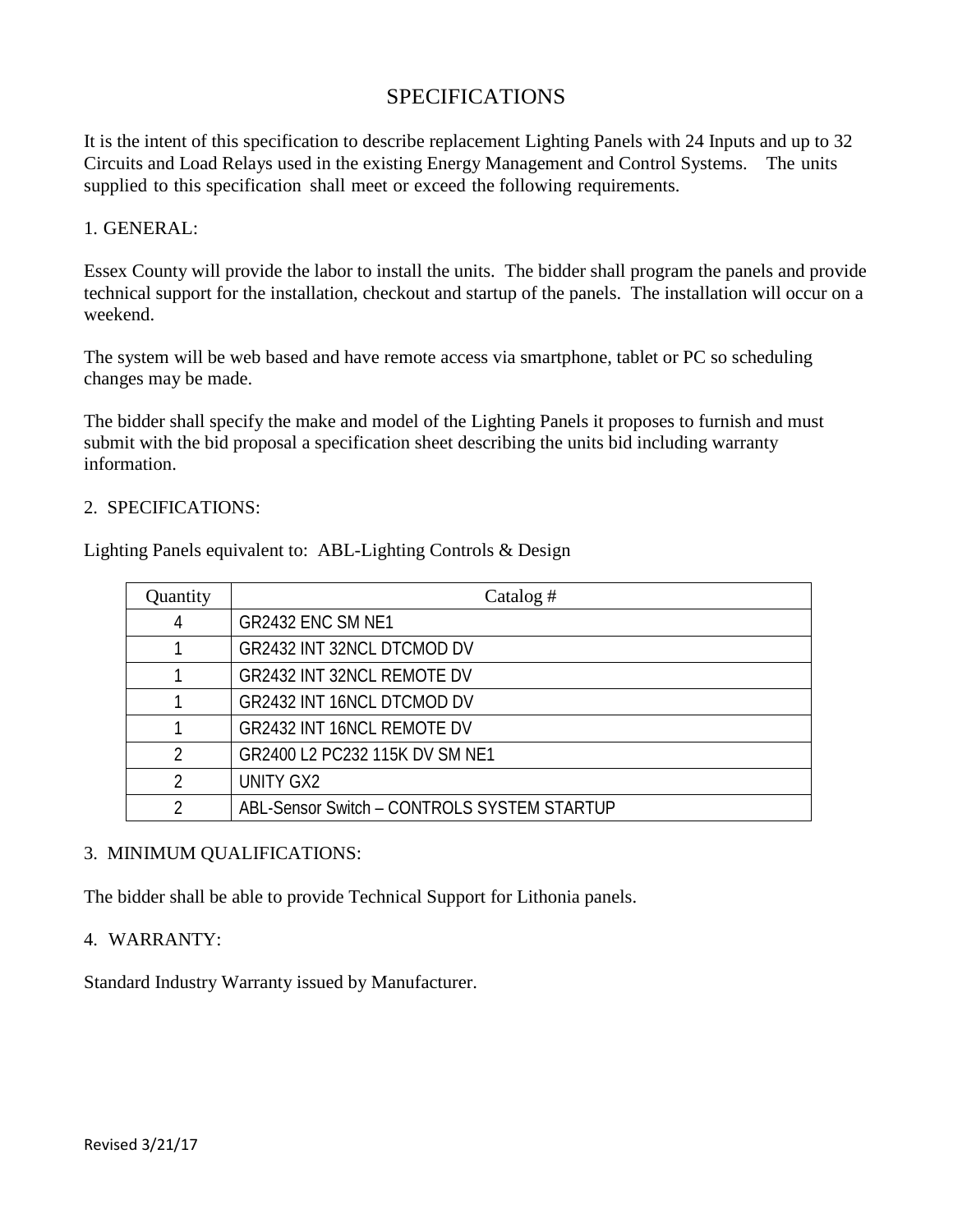# SPECIFICATIONS

It is the intent of this specification to describe replacement Lighting Panels with 24 Inputs and up to 32 Circuits and Load Relays used in the existing Energy Management and Control Systems. The units supplied to this specification shall meet or exceed the following requirements.

1. GENERAL:

Essex County will provide the labor to install the units. The bidder shall program the panels and provide technical support for the installation, checkout and startup of the panels. The installation will occur on a weekend.

The system will be web based and have remote access via smartphone, tablet or PC so scheduling changes may be made.

The bidder shall specify the make and model of the Lighting Panels it proposes to furnish and must submit with the bid proposal a specification sheet describing the units bid including warranty information.

2. SPECIFICATIONS:

Lighting Panels equivalent to: ABL-Lighting Controls & Design

| Quantity | Catalog # |
|---|---|
| 4 | GR2432 ENC SM NE1 |
| 1 | GR2432 INT 32NCL DTCMOD DV |
| 1 | GR2432 INT 32NCL REMOTE DV |
| 1 | GR2432 INT 16NCL DTCMOD DV |
| 1 | GR2432 INT 16NCL REMOTE DV |
| 2 | GR2400 L2 PC232 115K DV SM NE1 |
| 2 | UNITY GX2 |
| 2 | ABL-Sensor Switch – CONTROLS SYSTEM STARTUP |

3. MINIMUM QUALIFICATIONS:

The bidder shall be able to provide Technical Support for Lithonia panels.

4. WARRANTY:

Standard Industry Warranty issued by Manufacturer.

Revised 3/21/17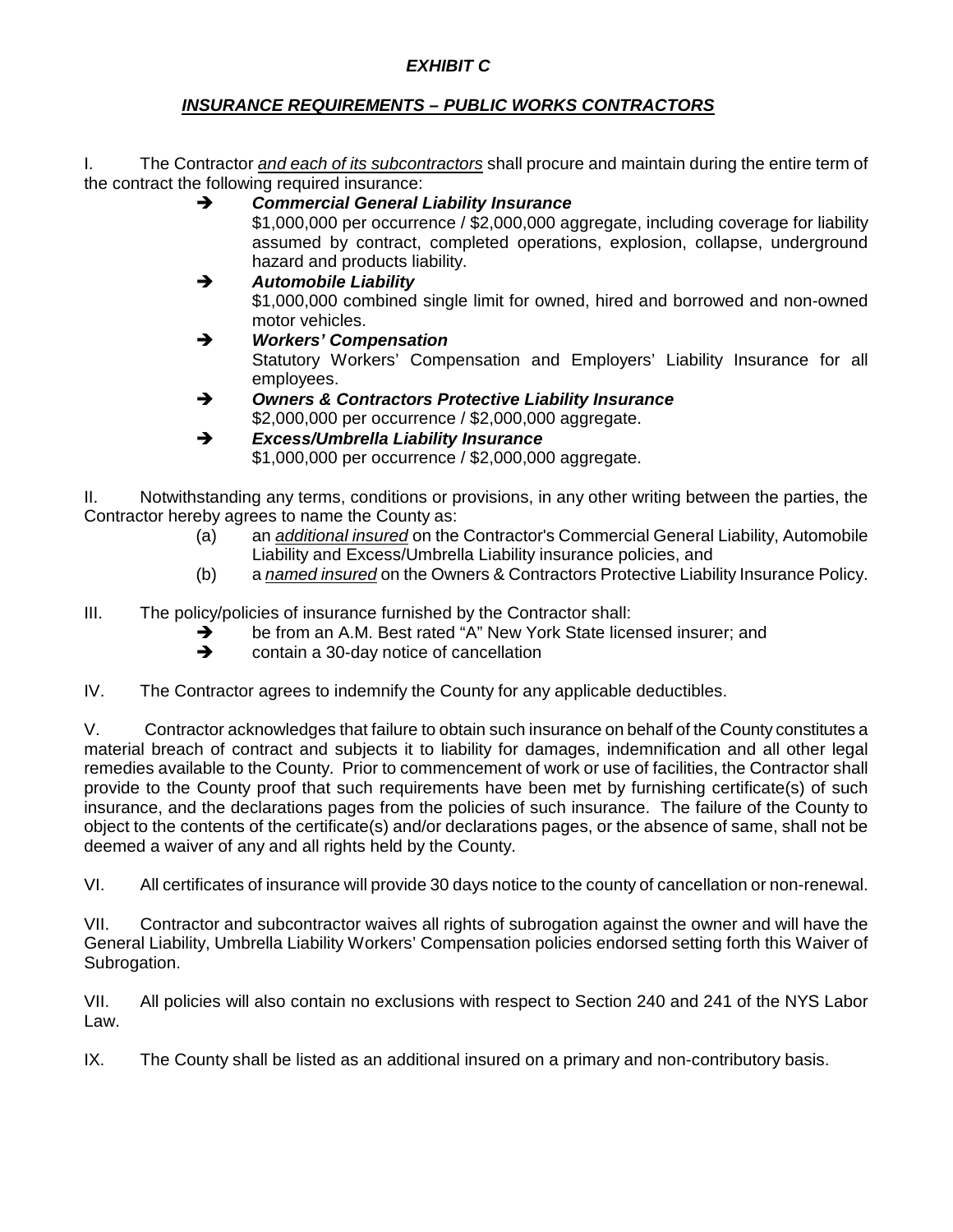***EXHIBIT C***

***INSURANCE REQUIREMENTS – PUBLIC WORKS CONTRACTORS***

I. The Contractor *and each of its subcontractors* shall procure and maintain during the entire term of the contract the following required insurance:

- ➔ ***Commercial General Liability Insurance***
  $1,000,000 per occurrence / $2,000,000 aggregate, including coverage for liability assumed by contract, completed operations, explosion, collapse, underground hazard and products liability.
- ➔ ***Automobile Liability***
  $1,000,000 combined single limit for owned, hired and borrowed and non-owned motor vehicles.
- ➔ ***Workers' Compensation***
  Statutory Workers' Compensation and Employers' Liability Insurance for all employees.
- ➔ ***Owners & Contractors Protective Liability Insurance***
  $2,000,000 per occurrence / $2,000,000 aggregate.
- ➔ ***Excess/Umbrella Liability Insurance***
  $1,000,000 per occurrence / $2,000,000 aggregate.

II. Notwithstanding any terms, conditions or provisions, in any other writing between the parties, the Contractor hereby agrees to name the County as:

(a) an *additional insured* on the Contractor's Commercial General Liability, Automobile Liability and Excess/Umbrella Liability insurance policies, and

(b) a *named insured* on the Owners & Contractors Protective Liability Insurance Policy.

III. The policy/policies of insurance furnished by the Contractor shall:

- ➔ be from an A.M. Best rated "A" New York State licensed insurer; and
- ➔ contain a 30-day notice of cancellation

IV. The Contractor agrees to indemnify the County for any applicable deductibles.

V. Contractor acknowledges that failure to obtain such insurance on behalf of the County constitutes a material breach of contract and subjects it to liability for damages, indemnification and all other legal remedies available to the County. Prior to commencement of work or use of facilities, the Contractor shall provide to the County proof that such requirements have been met by furnishing certificate(s) of such insurance, and the declarations pages from the policies of such insurance. The failure of the County to object to the contents of the certificate(s) and/or declarations pages, or the absence of same, shall not be deemed a waiver of any and all rights held by the County.

VI. All certificates of insurance will provide 30 days notice to the county of cancellation or non-renewal.

VII. Contractor and subcontractor waives all rights of subrogation against the owner and will have the General Liability, Umbrella Liability Workers' Compensation policies endorsed setting forth this Waiver of Subrogation.

VII. All policies will also contain no exclusions with respect to Section 240 and 241 of the NYS Labor Law.

IX. The County shall be listed as an additional insured on a primary and non-contributory basis.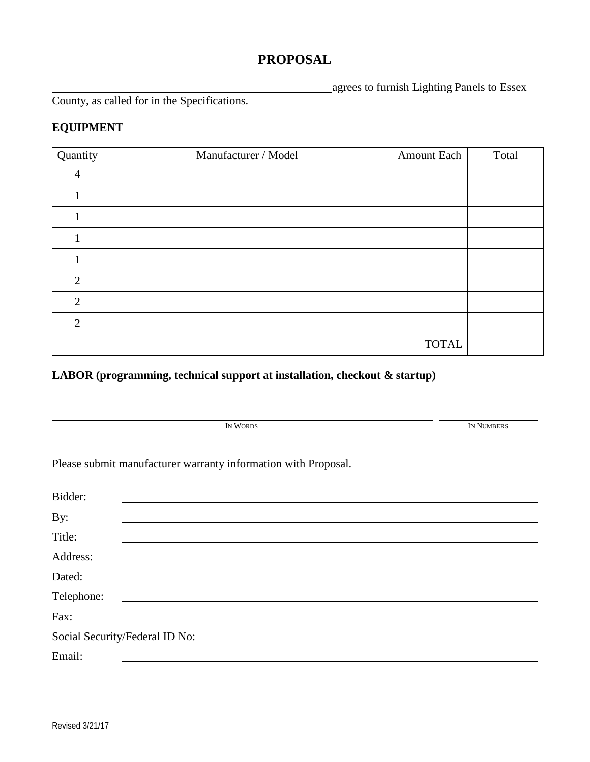# PROPOSAL

\_\_\_\_\_\_\_\_\_\_\_\_\_\_\_\_\_\_\_\_\_\_\_\_\_\_\_\_\_\_\_\_\_\_\_\_\_\_\_\_\_\_\_\_\_\_\_\_agrees to furnish Lighting Panels to Essex County, as called for in the Specifications.

**EQUIPMENT**

| Quantity | Manufacturer / Model | Amount Each | Total |
|---|---|---|---|
| 4 | | | |
| 1 | | | |
| 1 | | | |
| 1 | | | |
| 1 | | | |
| 2 | | | |
| 2 | | | |
| 2 | | | |
| | | TOTAL | |

**LABOR (programming, technical support at installation, checkout & startup)**

\_\_\_\_\_\_\_\_\_\_\_\_\_\_\_\_\_\_\_\_\_\_\_\_\_\_\_\_\_\_\_\_\_\_\_\_\_\_\_\_\_\_\_\_\_\_\_\_\_\_\_\_\_\_\_\_\_\_\_\_ \_\_\_\_\_\_\_\_\_\_\_\_\_\_\_

IN WORDS IN NUMBERS

Please submit manufacturer warranty information with Proposal.

Bidder: \_\_\_\_\_\_\_\_\_\_\_\_\_\_\_\_\_\_\_\_\_\_\_\_\_\_\_\_\_\_\_\_\_\_\_\_\_\_\_\_\_\_\_\_

By: \_\_\_\_\_\_\_\_\_\_\_\_\_\_\_\_\_\_\_\_\_\_\_\_\_\_\_\_\_\_\_\_\_\_\_\_\_\_\_\_\_\_\_\_

Title: \_\_\_\_\_\_\_\_\_\_\_\_\_\_\_\_\_\_\_\_\_\_\_\_\_\_\_\_\_\_\_\_\_\_\_\_\_\_\_\_\_\_\_\_

Address: \_\_\_\_\_\_\_\_\_\_\_\_\_\_\_\_\_\_\_\_\_\_\_\_\_\_\_\_\_\_\_\_\_\_\_\_\_\_\_\_\_\_\_\_

Dated: \_\_\_\_\_\_\_\_\_\_\_\_\_\_\_\_\_\_\_\_\_\_\_\_\_\_\_\_\_\_\_\_\_\_\_\_\_\_\_\_\_\_\_\_

Telephone: \_\_\_\_\_\_\_\_\_\_\_\_\_\_\_\_\_\_\_\_\_\_\_\_\_\_\_\_\_\_\_\_\_\_\_\_\_\_\_\_\_\_\_\_

Fax: \_\_\_\_\_\_\_\_\_\_\_\_\_\_\_\_\_\_\_\_\_\_\_\_\_\_\_\_\_\_\_\_\_\_\_\_\_\_\_\_\_\_\_\_

Social Security/Federal ID No: \_\_\_\_\_\_\_\_\_\_\_\_\_\_\_\_\_\_\_\_\_\_\_\_\_\_\_\_\_\_\_\_

Email: \_\_\_\_\_\_\_\_\_\_\_\_\_\_\_\_\_\_\_\_\_\_\_\_\_\_\_\_\_\_\_\_\_\_\_\_\_\_\_\_\_\_\_\_

Revised 3/21/17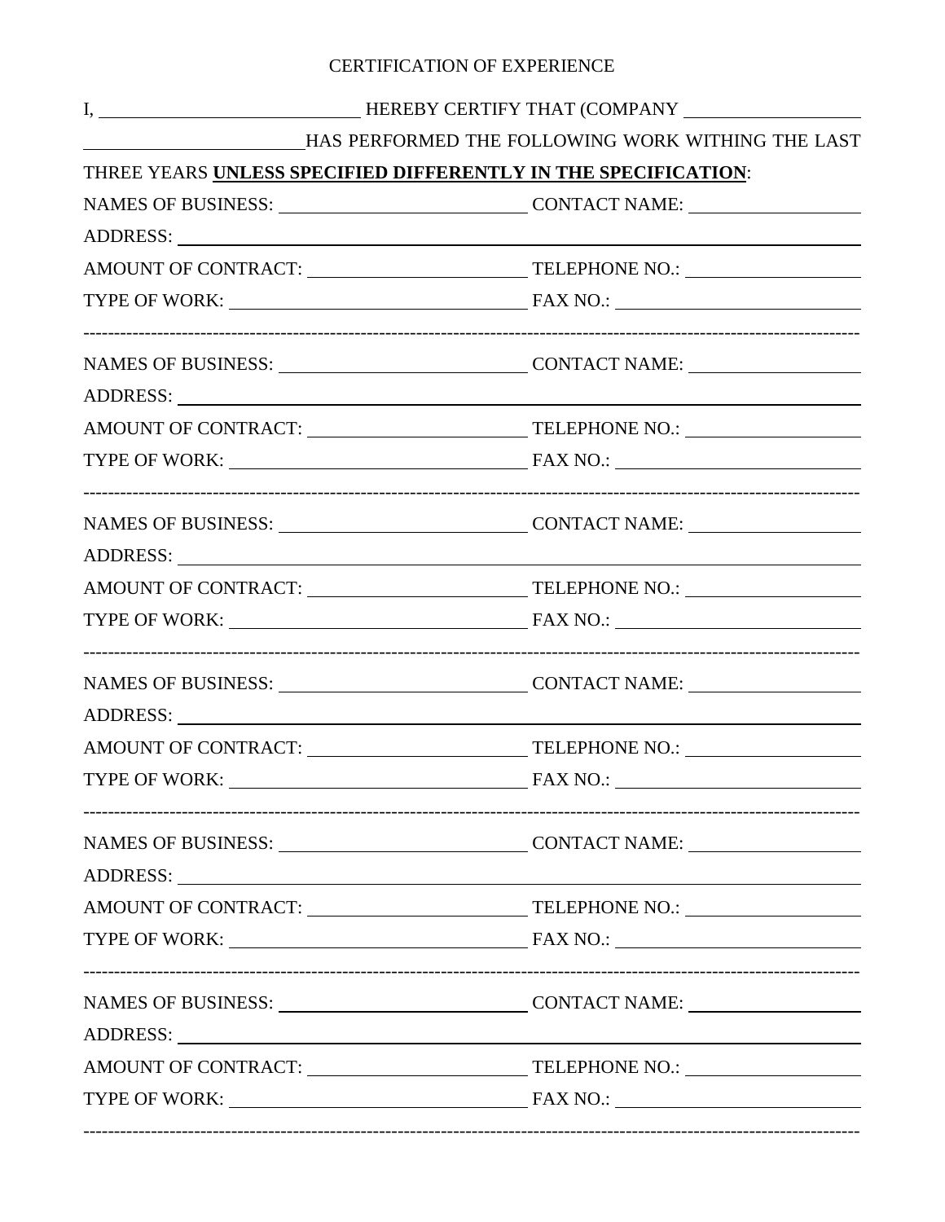# CERTIFICATION OF EXPERIENCE

I, ____________________________ HEREBY CERTIFY THAT (COMPANY ____________________

________________________HAS PERFORMED THE FOLLOWING WORK WITHING THE LAST THREE YEARS **UNLESS SPECIFIED DIFFERENTLY IN THE SPECIFICATION**:

NAMES OF BUSINESS: ____________________________ CONTACT NAME: ____________________

ADDRESS: ____________________________________________________________________________

AMOUNT OF CONTRACT: ________________________ TELEPHONE NO.: ____________________

TYPE OF WORK: ________________________________ FAX NO.: ___________________________

------------------------------------------------------------------------------------------------------------------------

NAMES OF BUSINESS: ____________________________ CONTACT NAME: ____________________

ADDRESS: ____________________________________________________________________________

AMOUNT OF CONTRACT: ________________________ TELEPHONE NO.: ____________________

TYPE OF WORK: ________________________________ FAX NO.: ___________________________

------------------------------------------------------------------------------------------------------------------------

NAMES OF BUSINESS: ____________________________ CONTACT NAME: ____________________

ADDRESS: ____________________________________________________________________________

AMOUNT OF CONTRACT: ________________________ TELEPHONE NO.: ____________________

TYPE OF WORK: ________________________________ FAX NO.: ___________________________

------------------------------------------------------------------------------------------------------------------------

NAMES OF BUSINESS: ____________________________ CONTACT NAME: ____________________

ADDRESS: ____________________________________________________________________________

AMOUNT OF CONTRACT: ________________________ TELEPHONE NO.: ____________________

TYPE OF WORK: ________________________________ FAX NO.: ___________________________

------------------------------------------------------------------------------------------------------------------------

NAMES OF BUSINESS: ____________________________ CONTACT NAME: ____________________

ADDRESS: ____________________________________________________________________________

AMOUNT OF CONTRACT: ________________________ TELEPHONE NO.: ____________________

TYPE OF WORK: ________________________________ FAX NO.: ___________________________

------------------------------------------------------------------------------------------------------------------------

NAMES OF BUSINESS: ____________________________ CONTACT NAME: ____________________

ADDRESS: ____________________________________________________________________________

AMOUNT OF CONTRACT: ________________________ TELEPHONE NO.: ____________________

TYPE OF WORK: ________________________________ FAX NO.: ___________________________

------------------------------------------------------------------------------------------------------------------------